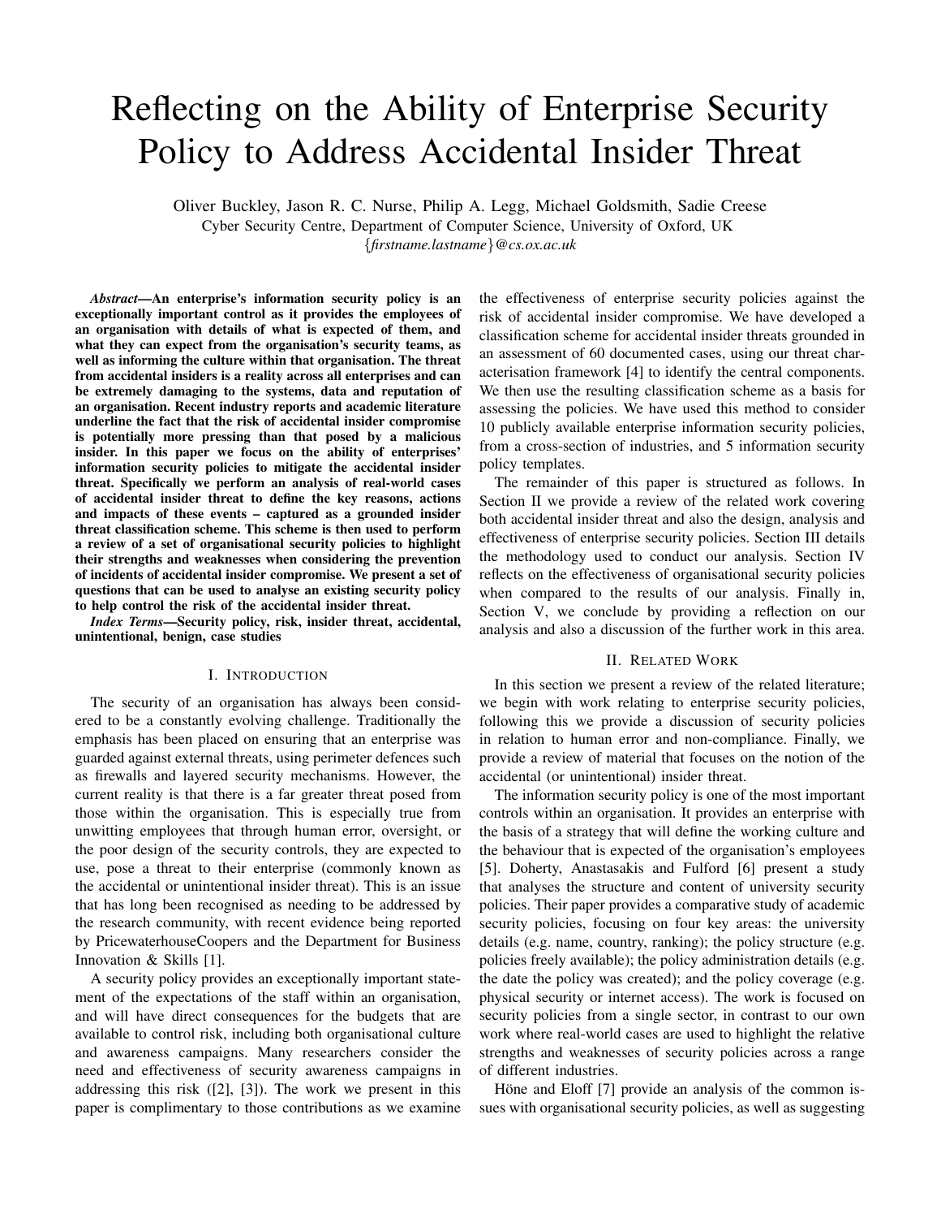# Reflecting on the Ability of Enterprise Security Policy to Address Accidental Insider Threat

Oliver Buckley, Jason R. C. Nurse, Philip A. Legg, Michael Goldsmith, Sadie Creese
Cyber Security Centre, Department of Computer Science, University of Oxford, UK
{*firstname.lastname*}*@cs.ox.ac.uk*

***Abstract*—An enterprise's information security policy is an exceptionally important control as it provides the employees of an organisation with details of what is expected of them, and what they can expect from the organisation's security teams, as well as informing the culture within that organisation. The threat from accidental insiders is a reality across all enterprises and can be extremely damaging to the systems, data and reputation of an organisation. Recent industry reports and academic literature underline the fact that the risk of accidental insider compromise is potentially more pressing than that posed by a malicious insider. In this paper we focus on the ability of enterprises' information security policies to mitigate the accidental insider threat. Specifically we perform an analysis of real-world cases of accidental insider threat to define the key reasons, actions and impacts of these events – captured as a grounded insider threat classification scheme. This scheme is then used to perform a review of a set of organisational security policies to highlight their strengths and weaknesses when considering the prevention of incidents of accidental insider compromise. We present a set of questions that can be used to analyse an existing security policy to help control the risk of the accidental insider threat.**

***Index Terms*—Security policy, risk, insider threat, accidental, unintentional, benign, case studies**

## I. Introduction

The security of an organisation has always been considered to be a constantly evolving challenge. Traditionally the emphasis has been placed on ensuring that an enterprise was guarded against external threats, using perimeter defences such as firewalls and layered security mechanisms. However, the current reality is that there is a far greater threat posed from those within the organisation. This is especially true from unwitting employees that through human error, oversight, or the poor design of the security controls, they are expected to use, pose a threat to their enterprise (commonly known as the accidental or unintentional insider threat). This is an issue that has long been recognised as needing to be addressed by the research community, with recent evidence being reported by PricewaterhouseCoopers and the Department for Business Innovation & Skills [1].

A security policy provides an exceptionally important statement of the expectations of the staff within an organisation, and will have direct consequences for the budgets that are available to control risk, including both organisational culture and awareness campaigns. Many researchers consider the need and effectiveness of security awareness campaigns in addressing this risk ([2], [3]). The work we present in this paper is complimentary to those contributions as we examine the effectiveness of enterprise security policies against the risk of accidental insider compromise. We have developed a classification scheme for accidental insider threats grounded in an assessment of 60 documented cases, using our threat characterisation framework [4] to identify the central components. We then use the resulting classification scheme as a basis for assessing the policies. We have used this method to consider 10 publicly available enterprise information security policies, from a cross-section of industries, and 5 information security policy templates.

The remainder of this paper is structured as follows. In Section II we provide a review of the related work covering both accidental insider threat and also the design, analysis and effectiveness of enterprise security policies. Section III details the methodology used to conduct our analysis. Section IV reflects on the effectiveness of organisational security policies when compared to the results of our analysis. Finally in, Section V, we conclude by providing a reflection on our analysis and also a discussion of the further work in this area.

## II. Related Work

In this section we present a review of the related literature; we begin with work relating to enterprise security policies, following this we provide a discussion of security policies in relation to human error and non-compliance. Finally, we provide a review of material that focuses on the notion of the accidental (or unintentional) insider threat.

The information security policy is one of the most important controls within an organisation. It provides an enterprise with the basis of a strategy that will define the working culture and the behaviour that is expected of the organisation's employees [5]. Doherty, Anastasakis and Fulford [6] present a study that analyses the structure and content of university security policies. Their paper provides a comparative study of academic security policies, focusing on four key areas: the university details (e.g. name, country, ranking); the policy structure (e.g. policies freely available); the policy administration details (e.g. the date the policy was created); and the policy coverage (e.g. physical security or internet access). The work is focused on security policies from a single sector, in contrast to our own work where real-world cases are used to highlight the relative strengths and weaknesses of security policies across a range of different industries.

Höne and Eloff [7] provide an analysis of the common issues with organisational security policies, as well as suggesting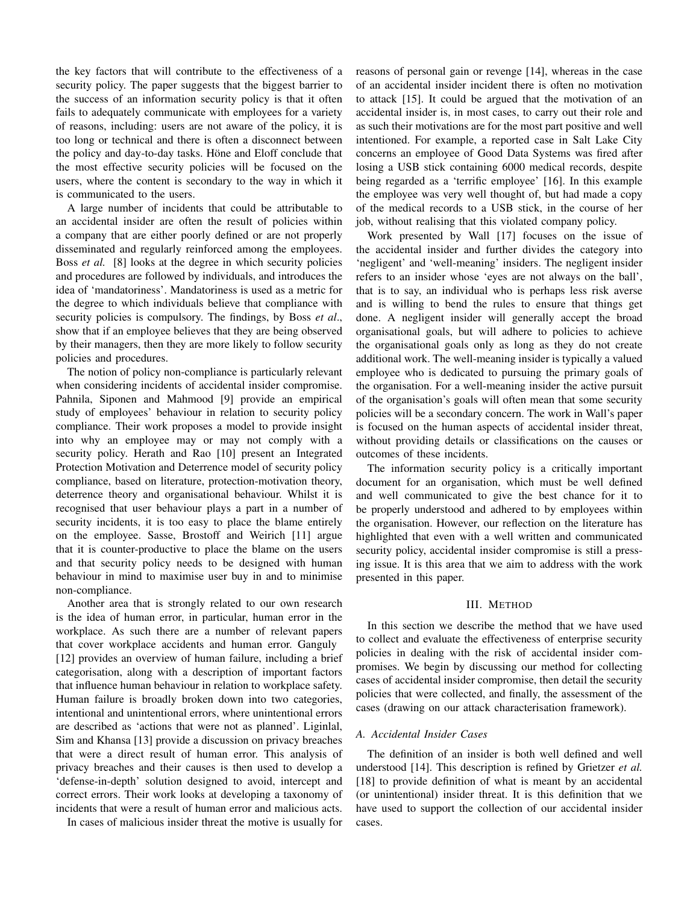the key factors that will contribute to the effectiveness of a security policy. The paper suggests that the biggest barrier to the success of an information security policy is that it often fails to adequately communicate with employees for a variety of reasons, including: users are not aware of the policy, it is too long or technical and there is often a disconnect between the policy and day-to-day tasks. Höne and Eloff conclude that the most effective security policies will be focused on the users, where the content is secondary to the way in which it is communicated to the users.

A large number of incidents that could be attributable to an accidental insider are often the result of policies within a company that are either poorly defined or are not properly disseminated and regularly reinforced among the employees. Boss *et al.* [8] looks at the degree in which security policies and procedures are followed by individuals, and introduces the idea of 'mandatoriness'. Mandatoriness is used as a metric for the degree to which individuals believe that compliance with security policies is compulsory. The findings, by Boss *et al*., show that if an employee believes that they are being observed by their managers, then they are more likely to follow security policies and procedures.

The notion of policy non-compliance is particularly relevant when considering incidents of accidental insider compromise. Pahnila, Siponen and Mahmood [9] provide an empirical study of employees' behaviour in relation to security policy compliance. Their work proposes a model to provide insight into why an employee may or may not comply with a security policy. Herath and Rao [10] present an Integrated Protection Motivation and Deterrence model of security policy compliance, based on literature, protection-motivation theory, deterrence theory and organisational behaviour. Whilst it is recognised that user behaviour plays a part in a number of security incidents, it is too easy to place the blame entirely on the employee. Sasse, Brostoff and Weirich [11] argue that it is counter-productive to place the blame on the users and that security policy needs to be designed with human behaviour in mind to maximise user buy in and to minimise non-compliance.

Another area that is strongly related to our own research is the idea of human error, in particular, human error in the workplace. As such there are a number of relevant papers that cover workplace accidents and human error. Ganguly [12] provides an overview of human failure, including a brief categorisation, along with a description of important factors that influence human behaviour in relation to workplace safety. Human failure is broadly broken down into two categories, intentional and unintentional errors, where unintentional errors are described as 'actions that were not as planned'. Liginlal, Sim and Khansa [13] provide a discussion on privacy breaches that were a direct result of human error. This analysis of privacy breaches and their causes is then used to develop a 'defense-in-depth' solution designed to avoid, intercept and correct errors. Their work looks at developing a taxonomy of incidents that were a result of human error and malicious acts.

In cases of malicious insider threat the motive is usually for reasons of personal gain or revenge [14], whereas in the case of an accidental insider incident there is often no motivation to attack [15]. It could be argued that the motivation of an accidental insider is, in most cases, to carry out their role and as such their motivations are for the most part positive and well intentioned. For example, a reported case in Salt Lake City concerns an employee of Good Data Systems was fired after losing a USB stick containing 6000 medical records, despite being regarded as a 'terrific employee' [16]. In this example the employee was very well thought of, but had made a copy of the medical records to a USB stick, in the course of her job, without realising that this violated company policy.

Work presented by Wall [17] focuses on the issue of the accidental insider and further divides the category into 'negligent' and 'well-meaning' insiders. The negligent insider refers to an insider whose 'eyes are not always on the ball', that is to say, an individual who is perhaps less risk averse and is willing to bend the rules to ensure that things get done. A negligent insider will generally accept the broad organisational goals, but will adhere to policies to achieve the organisational goals only as long as they do not create additional work. The well-meaning insider is typically a valued employee who is dedicated to pursuing the primary goals of the organisation. For a well-meaning insider the active pursuit of the organisation's goals will often mean that some security policies will be a secondary concern. The work in Wall's paper is focused on the human aspects of accidental insider threat, without providing details or classifications on the causes or outcomes of these incidents.

The information security policy is a critically important document for an organisation, which must be well defined and well communicated to give the best chance for it to be properly understood and adhered to by employees within the organisation. However, our reflection on the literature has highlighted that even with a well written and communicated security policy, accidental insider compromise is still a pressing issue. It is this area that we aim to address with the work presented in this paper.

## III. Method

In this section we describe the method that we have used to collect and evaluate the effectiveness of enterprise security policies in dealing with the risk of accidental insider compromises. We begin by discussing our method for collecting cases of accidental insider compromise, then detail the security policies that were collected, and finally, the assessment of the cases (drawing on our attack characterisation framework).

### A. Accidental Insider Cases

The definition of an insider is both well defined and well understood [14]. This description is refined by Grietzer *et al.* [18] to provide definition of what is meant by an accidental (or unintentional) insider threat. It is this definition that we have used to support the collection of our accidental insider cases.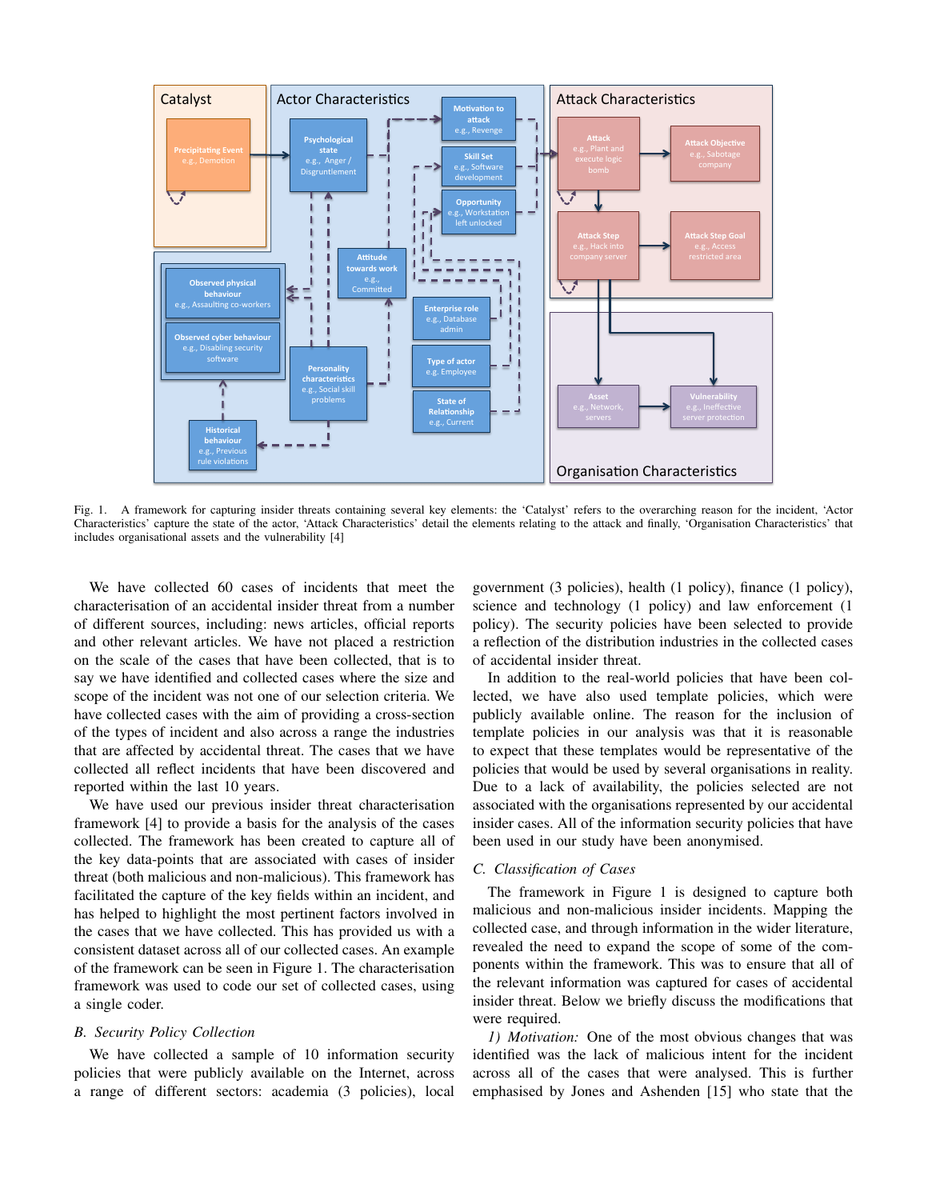Fig. 1. A framework for capturing insider threats containing several key elements: the 'Catalyst' refers to the overarching reason for the incident, 'Actor Characteristics' capture the state of the actor, 'Attack Characteristics' detail the elements relating to the attack and finally, 'Organisation Characteristics' that includes organisational assets and the vulnerability [4]

We have collected 60 cases of incidents that meet the characterisation of an accidental insider threat from a number of different sources, including: news articles, official reports and other relevant articles. We have not placed a restriction on the scale of the cases that have been collected, that is to say we have identified and collected cases where the size and scope of the incident was not one of our selection criteria. We have collected cases with the aim of providing a cross-section of the types of incident and also across a range the industries that are affected by accidental threat. The cases that we have collected all reflect incidents that have been discovered and reported within the last 10 years.

We have used our previous insider threat characterisation framework [4] to provide a basis for the analysis of the cases collected. The framework has been created to capture all of the key data-points that are associated with cases of insider threat (both malicious and non-malicious). This framework has facilitated the capture of the key fields within an incident, and has helped to highlight the most pertinent factors involved in the cases that we have collected. This has provided us with a consistent dataset across all of our collected cases. An example of the framework can be seen in Figure 1. The characterisation framework was used to code our set of collected cases, using a single coder.

## B. Security Policy Collection

We have collected a sample of 10 information security policies that were publicly available on the Internet, across a range of different sectors: academia (3 policies), local government (3 policies), health (1 policy), finance (1 policy), science and technology (1 policy) and law enforcement (1 policy). The security policies have been selected to provide a reflection of the distribution industries in the collected cases of accidental insider threat.

In addition to the real-world policies that have been collected, we have also used template policies, which were publicly available online. The reason for the inclusion of template policies in our analysis was that it is reasonable to expect that these templates would be representative of the policies that would be used by several organisations in reality. Due to a lack of availability, the policies selected are not associated with the organisations represented by our accidental insider cases. All of the information security policies that have been used in our study have been anonymised.

## C. Classification of Cases

The framework in Figure 1 is designed to capture both malicious and non-malicious insider incidents. Mapping the collected case, and through information in the wider literature, revealed the need to expand the scope of some of the components within the framework. This was to ensure that all of the relevant information was captured for cases of accidental insider threat. Below we briefly discuss the modifications that were required.

*1) Motivation:* One of the most obvious changes that was identified was the lack of malicious intent for the incident across all of the cases that were analysed. This is further emphasised by Jones and Ashenden [15] who state that the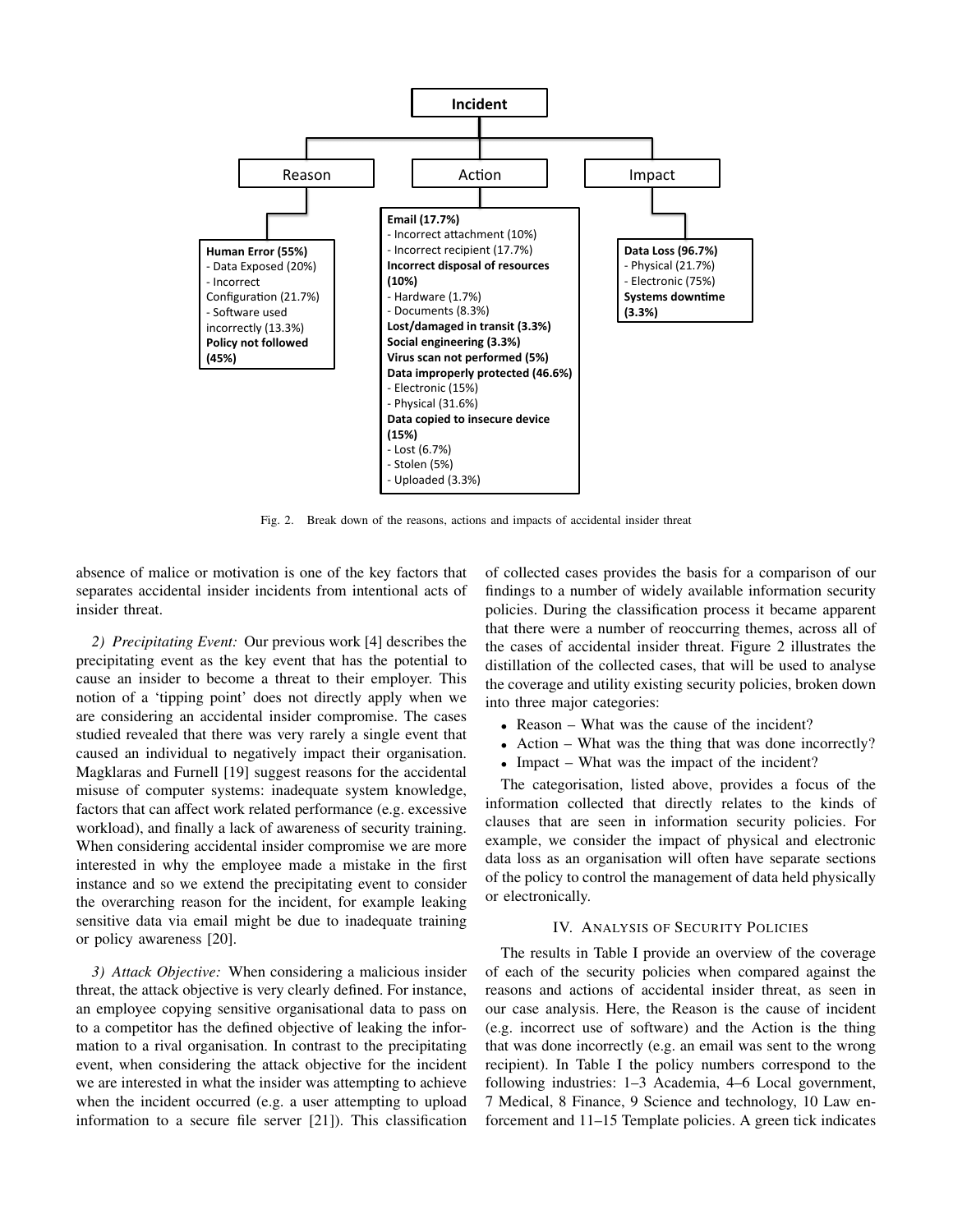Incident

Reason

Action

Impact

**Human Error (55%)**
- Data Exposed (20%)
- Incorrect Configuration (21.7%)
- Software used incorrectly (13.3%)
**Policy not followed (45%)**

**Email (17.7%)**
- Incorrect attachment (10%)
- Incorrect recipient (17.7%)
**Incorrect disposal of resources (10%)**
- Hardware (1.7%)
- Documents (8.3%)
**Lost/damaged in transit (3.3%)**
**Social engineering (3.3%)**
**Virus scan not performed (5%)**
**Data improperly protected (46.6%)**
- Electronic (15%)
- Physical (31.6%)
**Data copied to insecure device (15%)**
- Lost (6.7%)
- Stolen (5%)
- Uploaded (3.3%)

**Data Loss (96.7%)**
- Physical (21.7%)
- Electronic (75%)
**Systems downtime (3.3%)**

Fig. 2. Break down of the reasons, actions and impacts of accidental insider threat

absence of malice or motivation is one of the key factors that separates accidental insider incidents from intentional acts of insider threat.

*2) Precipitating Event:* Our previous work [4] describes the precipitating event as the key event that has the potential to cause an insider to become a threat to their employer. This notion of a 'tipping point' does not directly apply when we are considering an accidental insider compromise. The cases studied revealed that there was very rarely a single event that caused an individual to negatively impact their organisation. Magklaras and Furnell [19] suggest reasons for the accidental misuse of computer systems: inadequate system knowledge, factors that can affect work related performance (e.g. excessive workload), and finally a lack of awareness of security training. When considering accidental insider compromise we are more interested in why the employee made a mistake in the first instance and so we extend the precipitating event to consider the overarching reason for the incident, for example leaking sensitive data via email might be due to inadequate training or policy awareness [20].

*3) Attack Objective:* When considering a malicious insider threat, the attack objective is very clearly defined. For instance, an employee copying sensitive organisational data to pass on to a competitor has the defined objective of leaking the information to a rival organisation. In contrast to the precipitating event, when considering the attack objective for the incident we are interested in what the insider was attempting to achieve when the incident occurred (e.g. a user attempting to upload information to a secure file server [21]). This classification of collected cases provides the basis for a comparison of our findings to a number of widely available information security policies. During the classification process it became apparent that there were a number of reoccurring themes, across all of the cases of accidental insider threat. Figure 2 illustrates the distillation of the collected cases, that will be used to analyse the coverage and utility existing security policies, broken down into three major categories:

- Reason – What was the cause of the incident?
- Action – What was the thing that was done incorrectly?
- Impact – What was the impact of the incident?

The categorisation, listed above, provides a focus of the information collected that directly relates to the kinds of clauses that are seen in information security policies. For example, we consider the impact of physical and electronic data loss as an organisation will often have separate sections of the policy to control the management of data held physically or electronically.

## IV. Analysis of Security Policies

The results in Table I provide an overview of the coverage of each of the security policies when compared against the reasons and actions of accidental insider threat, as seen in our case analysis. Here, the Reason is the cause of incident (e.g. incorrect use of software) and the Action is the thing that was done incorrectly (e.g. an email was sent to the wrong recipient). In Table I the policy numbers correspond to the following industries: 1–3 Academia, 4–6 Local government, 7 Medical, 8 Finance, 9 Science and technology, 10 Law enforcement and 11–15 Template policies. A green tick indicates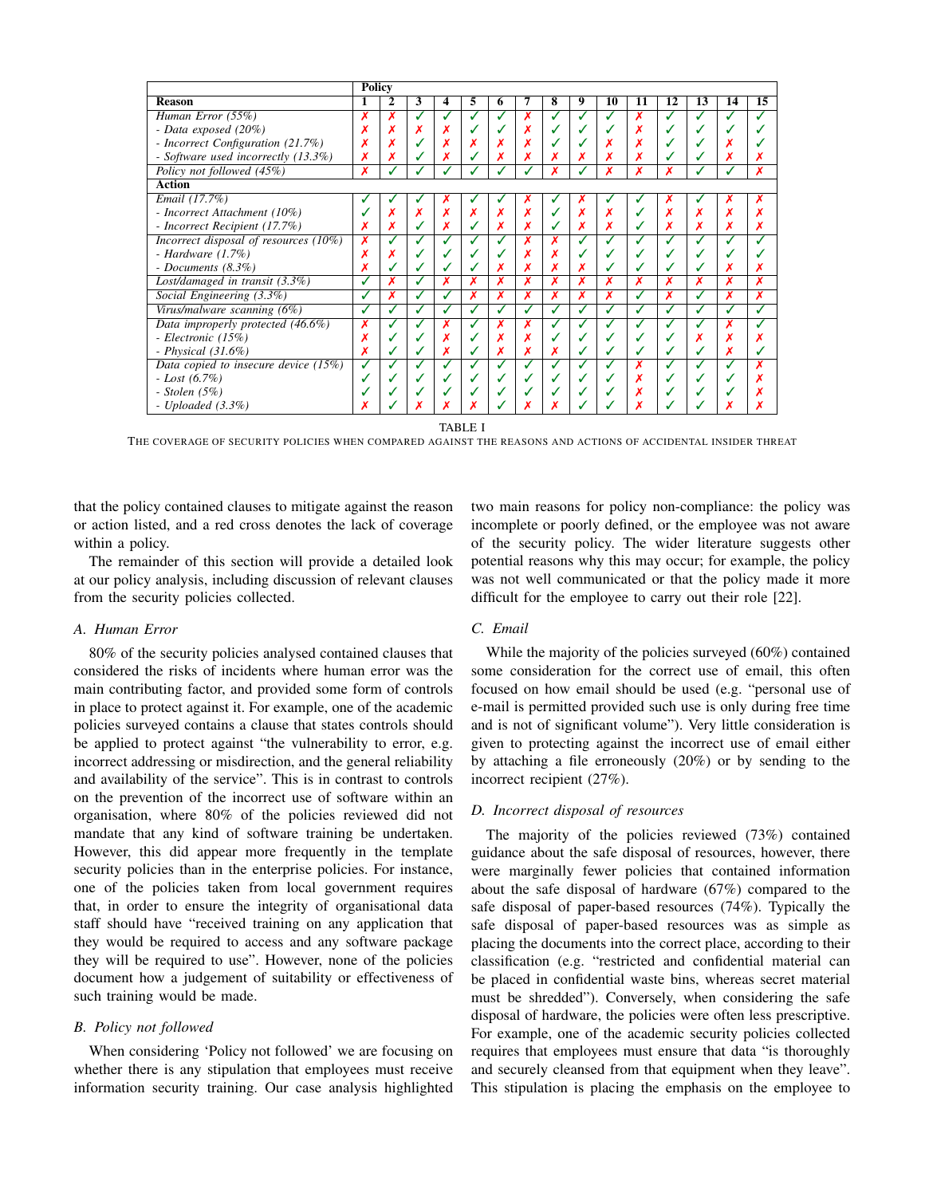| | Policy | | | | | | | | | | | | | | |
|---|---|---|---|---|---|---|---|---|---|---|---|---|---|---|---|
| **Reason** | **1** | **2** | **3** | **4** | **5** | **6** | **7** | **8** | **9** | **10** | **11** | **12** | **13** | **14** | **15** |
| *Human Error (55%)* | ✗ | ✗ | ✓ | ✓ | ✓ | ✓ | ✗ | ✓ | ✓ | ✓ | ✗ | ✓ | ✓ | ✓ | ✓ |
| *- Data exposed (20%)* | ✗ | ✗ | ✗ | ✗ | ✓ | ✓ | ✗ | ✓ | ✓ | ✓ | ✗ | ✓ | ✓ | ✓ | ✓ |
| *- Incorrect Configuration (21.7%)* | ✗ | ✗ | ✓ | ✗ | ✗ | ✗ | ✗ | ✓ | ✓ | ✗ | ✗ | ✓ | ✓ | ✗ | ✓ |
| *- Software used incorrectly (13.3%)* | ✗ | ✗ | ✓ | ✗ | ✓ | ✗ | ✗ | ✗ | ✗ | ✗ | ✗ | ✓ | ✓ | ✗ | ✗ |
| *Policy not followed (45%)* | ✗ | ✓ | ✓ | ✓ | ✓ | ✓ | ✓ | ✗ | ✓ | ✗ | ✗ | ✗ | ✓ | ✓ | ✗ |
| **Action** | | | | | | | | | | | | | | | |
| *Email (17.7%)* | ✓ | ✓ | ✓ | ✗ | ✓ | ✓ | ✗ | ✓ | ✗ | ✓ | ✓ | ✗ | ✓ | ✗ | ✗ |
| *- Incorrect Attachment (10%)* | ✓ | ✗ | ✗ | ✗ | ✗ | ✗ | ✗ | ✓ | ✗ | ✗ | ✓ | ✗ | ✗ | ✗ | ✗ |
| *- Incorrect Recipient (17.7%)* | ✗ | ✗ | ✓ | ✗ | ✓ | ✗ | ✗ | ✓ | ✗ | ✗ | ✓ | ✗ | ✗ | ✗ | ✗ |
| *Incorrect disposal of resources (10%)* | ✗ | ✓ | ✓ | ✓ | ✓ | ✓ | ✗ | ✗ | ✓ | ✓ | ✓ | ✓ | ✓ | ✓ | ✓ |
| *- Hardware (1.7%)* | ✗ | ✗ | ✓ | ✓ | ✓ | ✓ | ✗ | ✗ | ✓ | ✓ | ✓ | ✓ | ✓ | ✓ | ✓ |
| *- Documents (8.3%)* | ✗ | ✓ | ✓ | ✓ | ✓ | ✗ | ✗ | ✗ | ✗ | ✓ | ✓ | ✓ | ✓ | ✗ | ✗ |
| *Lost/damaged in transit (3.3%)* | ✓ | ✗ | ✓ | ✗ | ✗ | ✗ | ✗ | ✗ | ✗ | ✗ | ✗ | ✗ | ✗ | ✗ | ✗ |
| *Social Engineering (3.3%)* | ✓ | ✗ | ✓ | ✓ | ✗ | ✗ | ✗ | ✗ | ✗ | ✗ | ✓ | ✗ | ✓ | ✗ | ✗ |
| *Virus/malware scanning (6%)* | ✓ | ✓ | ✓ | ✓ | ✓ | ✓ | ✓ | ✓ | ✓ | ✓ | ✓ | ✓ | ✓ | ✓ | ✓ |
| *Data improperly protected (46.6%)* | ✗ | ✓ | ✓ | ✗ | ✓ | ✗ | ✗ | ✓ | ✓ | ✓ | ✓ | ✓ | ✓ | ✗ | ✓ |
| *- Electronic (15%)* | ✗ | ✓ | ✓ | ✗ | ✓ | ✗ | ✗ | ✓ | ✓ | ✓ | ✓ | ✓ | ✗ | ✗ | ✗ |
| *- Physical (31.6%)* | ✗ | ✓ | ✓ | ✗ | ✓ | ✗ | ✗ | ✗ | ✓ | ✓ | ✓ | ✓ | ✓ | ✗ | ✓ |
| *Data copied to insecure device (15%)* | ✓ | ✓ | ✓ | ✓ | ✓ | ✓ | ✓ | ✓ | ✓ | ✓ | ✗ | ✓ | ✓ | ✓ | ✗ |
| *- Lost (6.7%)* | ✓ | ✓ | ✓ | ✓ | ✓ | ✓ | ✓ | ✓ | ✓ | ✓ | ✗ | ✓ | ✓ | ✓ | ✗ |
| *- Stolen (5%)* | ✓ | ✓ | ✓ | ✓ | ✓ | ✓ | ✓ | ✓ | ✓ | ✓ | ✗ | ✓ | ✓ | ✓ | ✗ |
| *- Uploaded (3.3%)* | ✗ | ✓ | ✗ | ✗ | ✗ | ✓ | ✗ | ✗ | ✓ | ✓ | ✗ | ✓ | ✓ | ✗ | ✗ |

TABLE I

THE COVERAGE OF SECURITY POLICIES WHEN COMPARED AGAINST THE REASONS AND ACTIONS OF ACCIDENTAL INSIDER THREAT

that the policy contained clauses to mitigate against the reason or action listed, and a red cross denotes the lack of coverage within a policy.

The remainder of this section will provide a detailed look at our policy analysis, including discussion of relevant clauses from the security policies collected.

### A. Human Error

80% of the security policies analysed contained clauses that considered the risks of incidents where human error was the main contributing factor, and provided some form of controls in place to protect against it. For example, one of the academic policies surveyed contains a clause that states controls should be applied to protect against "the vulnerability to error, e.g. incorrect addressing or misdirection, and the general reliability and availability of the service". This is in contrast to controls on the prevention of the incorrect use of software within an organisation, where 80% of the policies reviewed did not mandate that any kind of software training be undertaken. However, this did appear more frequently in the template security policies than in the enterprise policies. For instance, one of the policies taken from local government requires that, in order to ensure the integrity of organisational data staff should have "received training on any application that they would be required to access and any software package they will be required to use". However, none of the policies document how a judgement of suitability or effectiveness of such training would be made.

### B. Policy not followed

When considering 'Policy not followed' we are focusing on whether there is any stipulation that employees must receive information security training. Our case analysis highlighted two main reasons for policy non-compliance: the policy was incomplete or poorly defined, or the employee was not aware of the security policy. The wider literature suggests other potential reasons why this may occur; for example, the policy was not well communicated or that the policy made it more difficult for the employee to carry out their role [22].

### C. Email

While the majority of the policies surveyed (60%) contained some consideration for the correct use of email, this often focused on how email should be used (e.g. "personal use of e-mail is permitted provided such use is only during free time and is not of significant volume"). Very little consideration is given to protecting against the incorrect use of email either by attaching a file erroneously (20%) or by sending to the incorrect recipient (27%).

### D. Incorrect disposal of resources

The majority of the policies reviewed (73%) contained guidance about the safe disposal of resources, however, there were marginally fewer policies that contained information about the safe disposal of hardware (67%) compared to the safe disposal of paper-based resources (74%). Typically the safe disposal of paper-based resources was as simple as placing the documents into the correct place, according to their classification (e.g. "restricted and confidential material can be placed in confidential waste bins, whereas secret material must be shredded"). Conversely, when considering the safe disposal of hardware, the policies were often less prescriptive. For example, one of the academic security policies collected requires that employees must ensure that data "is thoroughly and securely cleansed from that equipment when they leave". This stipulation is placing the emphasis on the employee to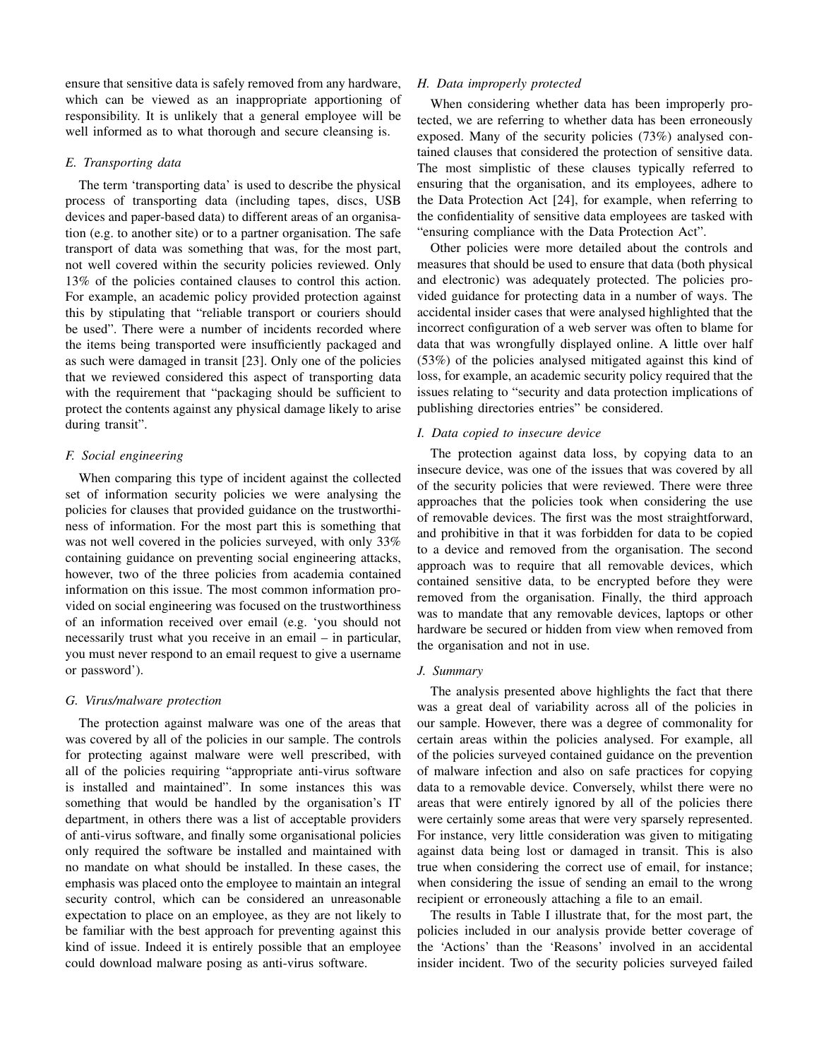ensure that sensitive data is safely removed from any hardware, which can be viewed as an inappropriate apportioning of responsibility. It is unlikely that a general employee will be well informed as to what thorough and secure cleansing is.

### *E. Transporting data*

The term 'transporting data' is used to describe the physical process of transporting data (including tapes, discs, USB devices and paper-based data) to different areas of an organisation (e.g. to another site) or to a partner organisation. The safe transport of data was something that was, for the most part, not well covered within the security policies reviewed. Only 13% of the policies contained clauses to control this action. For example, an academic policy provided protection against this by stipulating that "reliable transport or couriers should be used". There were a number of incidents recorded where the items being transported were insufficiently packaged and as such were damaged in transit [23]. Only one of the policies that we reviewed considered this aspect of transporting data with the requirement that "packaging should be sufficient to protect the contents against any physical damage likely to arise during transit".

### *F. Social engineering*

When comparing this type of incident against the collected set of information security policies we were analysing the policies for clauses that provided guidance on the trustworthiness of information. For the most part this is something that was not well covered in the policies surveyed, with only 33% containing guidance on preventing social engineering attacks, however, two of the three policies from academia contained information on this issue. The most common information provided on social engineering was focused on the trustworthiness of an information received over email (e.g. 'you should not necessarily trust what you receive in an email – in particular, you must never respond to an email request to give a username or password').

### *G. Virus/malware protection*

The protection against malware was one of the areas that was covered by all of the policies in our sample. The controls for protecting against malware were well prescribed, with all of the policies requiring "appropriate anti-virus software is installed and maintained". In some instances this was something that would be handled by the organisation's IT department, in others there was a list of acceptable providers of anti-virus software, and finally some organisational policies only required the software be installed and maintained with no mandate on what should be installed. In these cases, the emphasis was placed onto the employee to maintain an integral security control, which can be considered an unreasonable expectation to place on an employee, as they are not likely to be familiar with the best approach for preventing against this kind of issue. Indeed it is entirely possible that an employee could download malware posing as anti-virus software.

### *H. Data improperly protected*

When considering whether data has been improperly protected, we are referring to whether data has been erroneously exposed. Many of the security policies (73%) analysed contained clauses that considered the protection of sensitive data. The most simplistic of these clauses typically referred to ensuring that the organisation, and its employees, adhere to the Data Protection Act [24], for example, when referring to the confidentiality of sensitive data employees are tasked with "ensuring compliance with the Data Protection Act".

Other policies were more detailed about the controls and measures that should be used to ensure that data (both physical and electronic) was adequately protected. The policies provided guidance for protecting data in a number of ways. The accidental insider cases that were analysed highlighted that the incorrect configuration of a web server was often to blame for data that was wrongfully displayed online. A little over half (53%) of the policies analysed mitigated against this kind of loss, for example, an academic security policy required that the issues relating to "security and data protection implications of publishing directories entries" be considered.

### *I. Data copied to insecure device*

The protection against data loss, by copying data to an insecure device, was one of the issues that was covered by all of the security policies that were reviewed. There were three approaches that the policies took when considering the use of removable devices. The first was the most straightforward, and prohibitive in that it was forbidden for data to be copied to a device and removed from the organisation. The second approach was to require that all removable devices, which contained sensitive data, to be encrypted before they were removed from the organisation. Finally, the third approach was to mandate that any removable devices, laptops or other hardware be secured or hidden from view when removed from the organisation and not in use.

### *J. Summary*

The analysis presented above highlights the fact that there was a great deal of variability across all of the policies in our sample. However, there was a degree of commonality for certain areas within the policies analysed. For example, all of the policies surveyed contained guidance on the prevention of malware infection and also on safe practices for copying data to a removable device. Conversely, whilst there were no areas that were entirely ignored by all of the policies there were certainly some areas that were very sparsely represented. For instance, very little consideration was given to mitigating against data being lost or damaged in transit. This is also true when considering the correct use of email, for instance; when considering the issue of sending an email to the wrong recipient or erroneously attaching a file to an email.

The results in Table I illustrate that, for the most part, the policies included in our analysis provide better coverage of the 'Actions' than the 'Reasons' involved in an accidental insider incident. Two of the security policies surveyed failed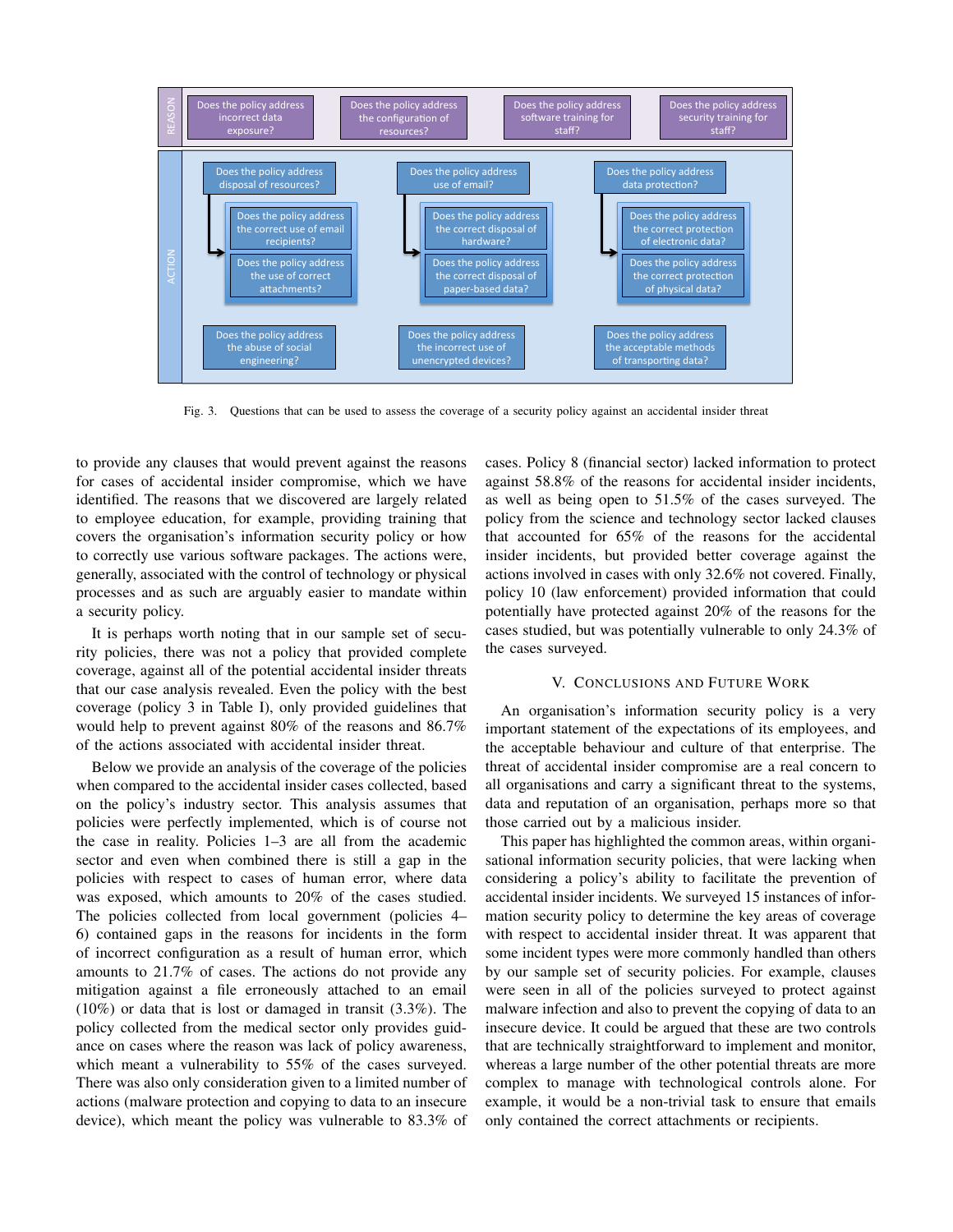REASON

Does the policy address incorrect data exposure?

Does the policy address the configuration of resources?

Does the policy address software training for staff?

Does the policy address security training for staff?

ACTION

Does the policy address disposal of resources?

- Does the policy address the correct use of email recipients?
- Does the policy address the use of correct attachments?

Does the policy address use of email?

- Does the policy address the correct disposal of hardware?
- Does the policy address the correct disposal of paper-based data?

Does the policy address data protection?

- Does the policy address the correct protection of electronic data?
- Does the policy address the correct protection of physical data?

Does the policy address the abuse of social engineering?

Does the policy address the incorrect use of unencrypted devices?

Does the policy address the acceptable methods of transporting data?

Fig. 3. Questions that can be used to assess the coverage of a security policy against an accidental insider threat

to provide any clauses that would prevent against the reasons for cases of accidental insider compromise, which we have identified. The reasons that we discovered are largely related to employee education, for example, providing training that covers the organisation's information security policy or how to correctly use various software packages. The actions were, generally, associated with the control of technology or physical processes and as such are arguably easier to mandate within a security policy.

It is perhaps worth noting that in our sample set of security policies, there was not a policy that provided complete coverage, against all of the potential accidental insider threats that our case analysis revealed. Even the policy with the best coverage (policy 3 in Table I), only provided guidelines that would help to prevent against 80% of the reasons and 86.7% of the actions associated with accidental insider threat.

Below we provide an analysis of the coverage of the policies when compared to the accidental insider cases collected, based on the policy's industry sector. This analysis assumes that policies were perfectly implemented, which is of course not the case in reality. Policies 1–3 are all from the academic sector and even when combined there is still a gap in the policies with respect to cases of human error, where data was exposed, which amounts to 20% of the cases studied. The policies collected from local government (policies 4–6) contained gaps in the reasons for incidents in the form of incorrect configuration as a result of human error, which amounts to 21.7% of cases. The actions do not provide any mitigation against a file erroneously attached to an email (10%) or data that is lost or damaged in transit (3.3%). The policy collected from the medical sector only provides guidance on cases where the reason was lack of policy awareness, which meant a vulnerability to 55% of the cases surveyed. There was also only consideration given to a limited number of actions (malware protection and copying to data to an insecure device), which meant the policy was vulnerable to 83.3% of cases. Policy 8 (financial sector) lacked information to protect against 58.8% of the reasons for accidental insider incidents, as well as being open to 51.5% of the cases surveyed. The policy from the science and technology sector lacked clauses that accounted for 65% of the reasons for the accidental insider incidents, but provided better coverage against the actions involved in cases with only 32.6% not covered. Finally, policy 10 (law enforcement) provided information that could potentially have protected against 20% of the reasons for the cases studied, but was potentially vulnerable to only 24.3% of the cases surveyed.

## V. Conclusions and Future Work

An organisation's information security policy is a very important statement of the expectations of its employees, and the acceptable behaviour and culture of that enterprise. The threat of accidental insider compromise are a real concern to all organisations and carry a significant threat to the systems, data and reputation of an organisation, perhaps more so that those carried out by a malicious insider.

This paper has highlighted the common areas, within organisational information security policies, that were lacking when considering a policy's ability to facilitate the prevention of accidental insider incidents. We surveyed 15 instances of information security policy to determine the key areas of coverage with respect to accidental insider threat. It was apparent that some incident types were more commonly handled than others by our sample set of security policies. For example, clauses were seen in all of the policies surveyed to protect against malware infection and also to prevent the copying of data to an insecure device. It could be argued that these are two controls that are technically straightforward to implement and monitor, whereas a large number of the other potential threats are more complex to manage with technological controls alone. For example, it would be a non-trivial task to ensure that emails only contained the correct attachments or recipients.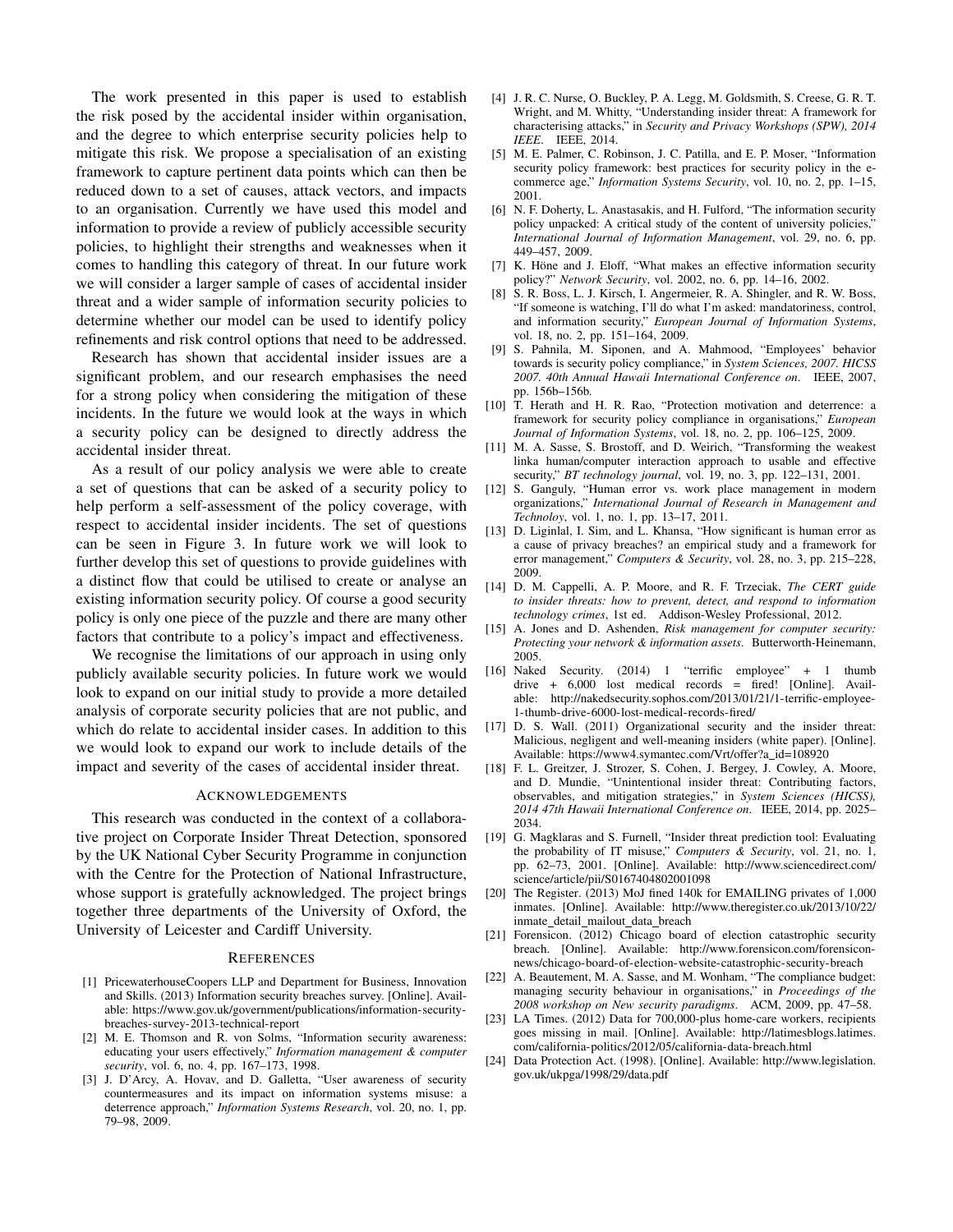The work presented in this paper is used to establish the risk posed by the accidental insider within organisation, and the degree to which enterprise security policies help to mitigate this risk. We propose a specialisation of an existing framework to capture pertinent data points which can then be reduced down to a set of causes, attack vectors, and impacts to an organisation. Currently we have used this model and information to provide a review of publicly accessible security policies, to highlight their strengths and weaknesses when it comes to handling this category of threat. In our future work we will consider a larger sample of cases of accidental insider threat and a wider sample of information security policies to determine whether our model can be used to identify policy refinements and risk control options that need to be addressed.

Research has shown that accidental insider issues are a significant problem, and our research emphasises the need for a strong policy when considering the mitigation of these incidents. In the future we would look at the ways in which a security policy can be designed to directly address the accidental insider threat.

As a result of our policy analysis we were able to create a set of questions that can be asked of a security policy to help perform a self-assessment of the policy coverage, with respect to accidental insider incidents. The set of questions can be seen in Figure 3. In future work we will look to further develop this set of questions to provide guidelines with a distinct flow that could be utilised to create or analyse an existing information security policy. Of course a good security policy is only one piece of the puzzle and there are many other factors that contribute to a policy's impact and effectiveness.

We recognise the limitations of our approach in using only publicly available security policies. In future work we would look to expand on our initial study to provide a more detailed analysis of corporate security policies that are not public, and which do relate to accidental insider cases. In addition to this we would look to expand our work to include details of the impact and severity of the cases of accidental insider threat.

## Acknowledgements

This research was conducted in the context of a collaborative project on Corporate Insider Threat Detection, sponsored by the UK National Cyber Security Programme in conjunction with the Centre for the Protection of National Infrastructure, whose support is gratefully acknowledged. The project brings together three departments of the University of Oxford, the University of Leicester and Cardiff University.

## References

[1] PricewaterhouseCoopers LLP and Department for Business, Innovation and Skills. (2013) Information security breaches survey. [Online]. Available: https://www.gov.uk/government/publications/information-security-breaches-survey-2013-technical-report

[2] M. E. Thomson and R. von Solms, "Information security awareness: educating your users effectively," *Information management & computer security*, vol. 6, no. 4, pp. 167–173, 1998.

[3] J. D'Arcy, A. Hovav, and D. Galletta, "User awareness of security countermeasures and its impact on information systems misuse: a deterrence approach," *Information Systems Research*, vol. 20, no. 1, pp. 79–98, 2009.

[4] J. R. C. Nurse, O. Buckley, P. A. Legg, M. Goldsmith, S. Creese, G. R. T. Wright, and M. Whitty, "Understanding insider threat: A framework for characterising attacks," in *Security and Privacy Workshops (SPW), 2014 IEEE*. IEEE, 2014.

[5] M. E. Palmer, C. Robinson, J. C. Patilla, and E. P. Moser, "Information security policy framework: best practices for security policy in the e-commerce age," *Information Systems Security*, vol. 10, no. 2, pp. 1–15, 2001.

[6] N. F. Doherty, L. Anastasakis, and H. Fulford, "The information security policy unpacked: A critical study of the content of university policies," *International Journal of Information Management*, vol. 29, no. 6, pp. 449–457, 2009.

[7] K. Höne and J. Eloff, "What makes an effective information security policy?" *Network Security*, vol. 2002, no. 6, pp. 14–16, 2002.

[8] S. R. Boss, L. J. Kirsch, I. Angermeier, R. A. Shingler, and R. W. Boss, "If someone is watching, I'll do what I'm asked: mandatoriness, control, and information security," *European Journal of Information Systems*, vol. 18, no. 2, pp. 151–164, 2009.

[9] S. Pahnila, M. Siponen, and A. Mahmood, "Employees' behavior towards is security policy compliance," in *System Sciences, 2007. HICSS 2007. 40th Annual Hawaii International Conference on*. IEEE, 2007, pp. 156b–156b.

[10] T. Herath and H. R. Rao, "Protection motivation and deterrence: a framework for security policy compliance in organisations," *European Journal of Information Systems*, vol. 18, no. 2, pp. 106–125, 2009.

[11] M. A. Sasse, S. Brostoff, and D. Weirich, "Transforming the weakest linka human/computer interaction approach to usable and effective security," *BT technology journal*, vol. 19, no. 3, pp. 122–131, 2001.

[12] S. Ganguly, "Human error vs. work place management in modern organizations," *International Journal of Research in Management and Technoloy*, vol. 1, no. 1, pp. 13–17, 2011.

[13] D. Liginlal, I. Sim, and L. Khansa, "How significant is human error as a cause of privacy breaches? an empirical study and a framework for error management," *Computers & Security*, vol. 28, no. 3, pp. 215–228, 2009.

[14] D. M. Cappelli, A. P. Moore, and R. F. Trzeciak, *The CERT guide to insider threats: how to prevent, detect, and respond to information technology crimes*, 1st ed. Addison-Wesley Professional, 2012.

[15] A. Jones and D. Ashenden, *Risk management for computer security: Protecting your network & information assets*. Butterworth-Heinemann, 2005.

[16] Naked Security. (2014) 1 "terrific employee" + 1 thumb drive + 6,000 lost medical records = fired! [Online]. Available: http://nakedsecurity.sophos.com/2013/01/21/1-terrific-employee-1-thumb-drive-6000-lost-medical-records-fired/

[17] D. S. Wall. (2011) Organizational security and the insider threat: Malicious, negligent and well-meaning insiders (white paper). [Online]. Available: https://www4.symantec.com/Vrt/offer?a_id=108920

[18] F. L. Greitzer, J. Strozer, S. Cohen, J. Bergey, J. Cowley, A. Moore, and D. Mundie, "Unintentional insider threat: Contributing factors, observables, and mitigation strategies," in *System Sciences (HICSS), 2014 47th Hawaii International Conference on*. IEEE, 2014, pp. 2025–2034.

[19] G. Magklaras and S. Furnell, "Insider threat prediction tool: Evaluating the probability of IT misuse," *Computers & Security*, vol. 21, no. 1, pp. 62–73, 2001. [Online]. Available: http://www.sciencedirect.com/science/article/pii/S0167404802001098

[20] The Register. (2013) MoJ fined 140k for EMAILING privates of 1,000 inmates. [Online]. Available: http://www.theregister.co.uk/2013/10/22/inmate_detail_mailout_data_breach

[21] Forensicon. (2012) Chicago board of election catastrophic security breach. [Online]. Available: http://www.forensicon.com/forensicon-news/chicago-board-of-election-website-catastrophic-security-breach

[22] A. Beautement, M. A. Sasse, and M. Wonham, "The compliance budget: managing security behaviour in organisations," in *Proceedings of the 2008 workshop on New security paradigms*. ACM, 2009, pp. 47–58.

[23] LA Times. (2012) Data for 700,000-plus home-care workers, recipients goes missing in mail. [Online]. Available: http://latimesblogs.latimes.com/california-politics/2012/05/california-data-breach.html

[24] Data Protection Act. (1998). [Online]. Available: http://www.legislation.gov.uk/ukpga/1998/29/data.pdf